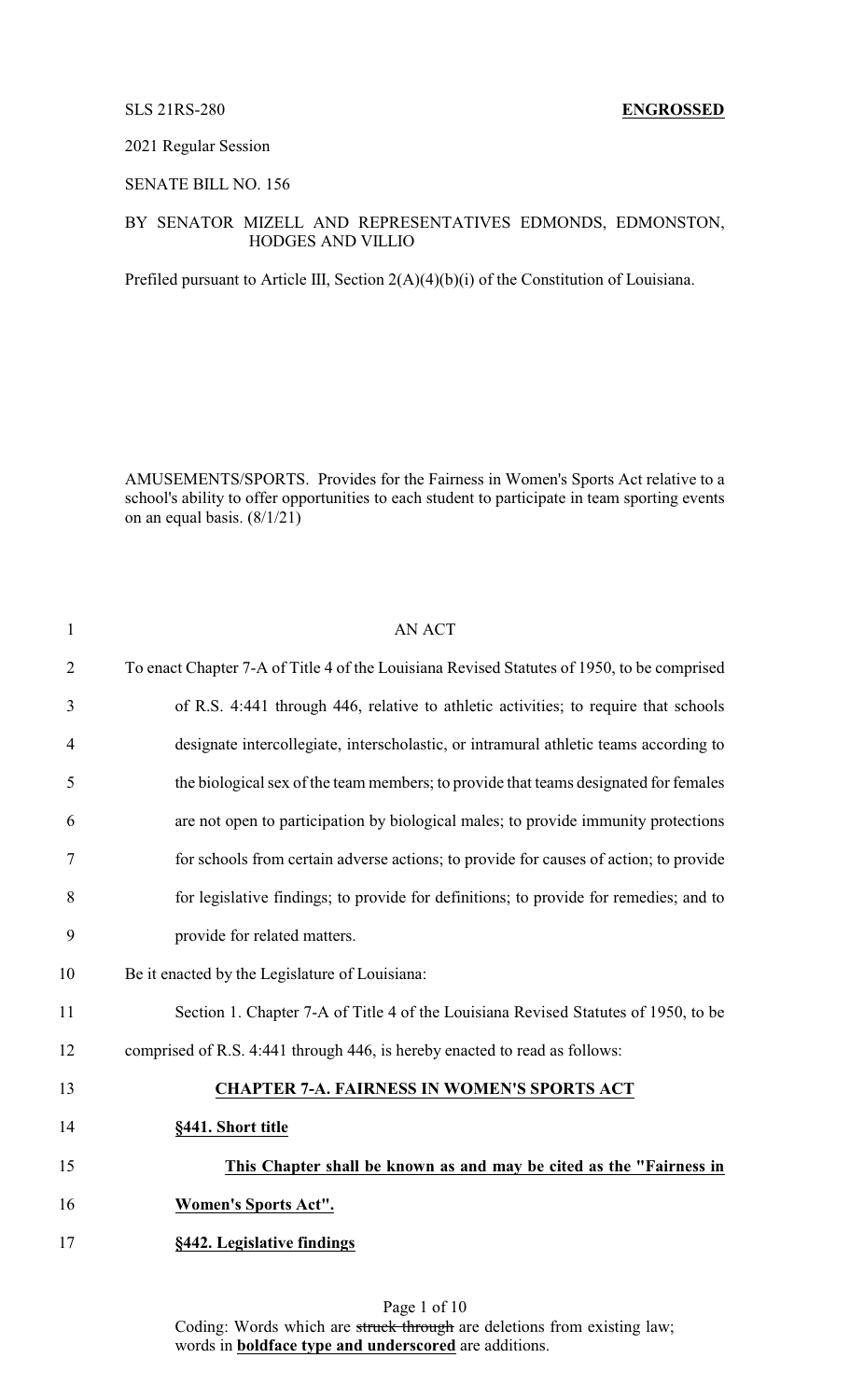SLS 21RS-280 **ENGROSSED**

2021 Regular Session

SENATE BILL NO. 156

BY SENATOR MIZELL AND REPRESENTATIVES EDMONDS, EDMONSTON, HODGES AND VILLIO

Prefiled pursuant to Article III, Section 2(A)(4)(b)(i) of the Constitution of Louisiana.

AMUSEMENTS/SPORTS. Provides for the Fairness in Women's Sports Act relative to a school's ability to offer opportunities to each student to participate in team sporting events on an equal basis. (8/1/21)

1 AN ACT

2 To enact Chapter 7-A of Title 4 of the Louisiana Revised Statutes of 1950, to be comprised

3 of R.S. 4:441 through 446, relative to athletic activities; to require that schools

4 designate intercollegiate, interscholastic, or intramural athletic teams according to

5 the biological sex of the team members; to provide that teams designated for females

6 are not open to participation by biological males; to provide immunity protections

7 for schools from certain adverse actions; to provide for causes of action; to provide

8 for legislative findings; to provide for definitions; to provide for remedies; and to

9 provide for related matters.

10 Be it enacted by the Legislature of Louisiana:

11 Section 1. Chapter 7-A of Title 4 of the Louisiana Revised Statutes of 1950, to be

12 comprised of R.S. 4:441 through 446, is hereby enacted to read as follows:

13 **CHAPTER 7-A. FAIRNESS IN WOMEN'S SPORTS ACT**

14 **§441. Short title**

15 **This Chapter shall be known as and may be cited as the "Fairness in**

16 **Women's Sports Act".**

17 **§442. Legislative findings**

Coding: Words which are ~~struck through~~ are deletions from existing law; words in **boldface type and underscored** are additions.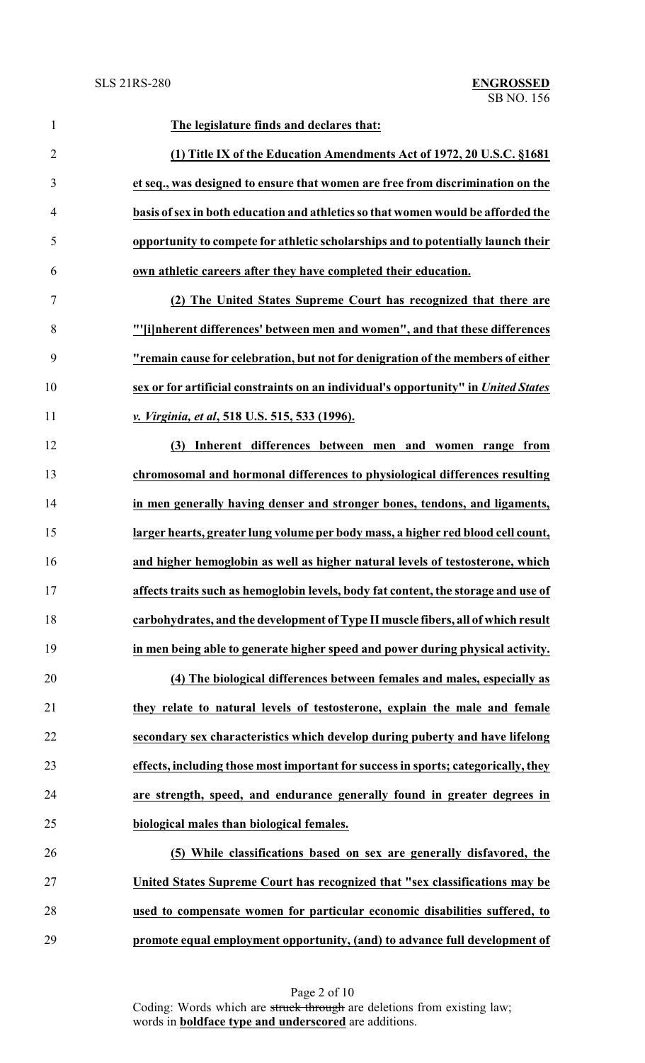**The legislature finds and declares that:**

**(1) Title IX of the Education Amendments Act of 1972, 20 U.S.C. §1681 et seq., was designed to ensure that women are free from discrimination on the basis of sex in both education and athletics so that women would be afforded the opportunity to compete for athletic scholarships and to potentially launch their own athletic careers after they have completed their education.**

**(2) The United States Supreme Court has recognized that there are "'[i]nherent differences' between men and women", and that these differences "remain cause for celebration, but not for denigration of the members of either sex or for artificial constraints on an individual's opportunity" in *United States v. Virginia, et al*, 518 U.S. 515, 533 (1996).**

**(3) Inherent differences between men and women range from chromosomal and hormonal differences to physiological differences resulting in men generally having denser and stronger bones, tendons, and ligaments, larger hearts, greater lung volume per body mass, a higher red blood cell count, and higher hemoglobin as well as higher natural levels of testosterone, which affects traits such as hemoglobin levels, body fat content, the storage and use of carbohydrates, and the development of Type II muscle fibers, all of which result in men being able to generate higher speed and power during physical activity.**

**(4) The biological differences between females and males, especially as they relate to natural levels of testosterone, explain the male and female secondary sex characteristics which develop during puberty and have lifelong effects, including those most important for success in sports; categorically, they are strength, speed, and endurance generally found in greater degrees in biological males than biological females.**

**(5) While classifications based on sex are generally disfavored, the United States Supreme Court has recognized that "sex classifications may be used to compensate women for particular economic disabilities suffered, to promote equal employment opportunity, (and) to advance full development of**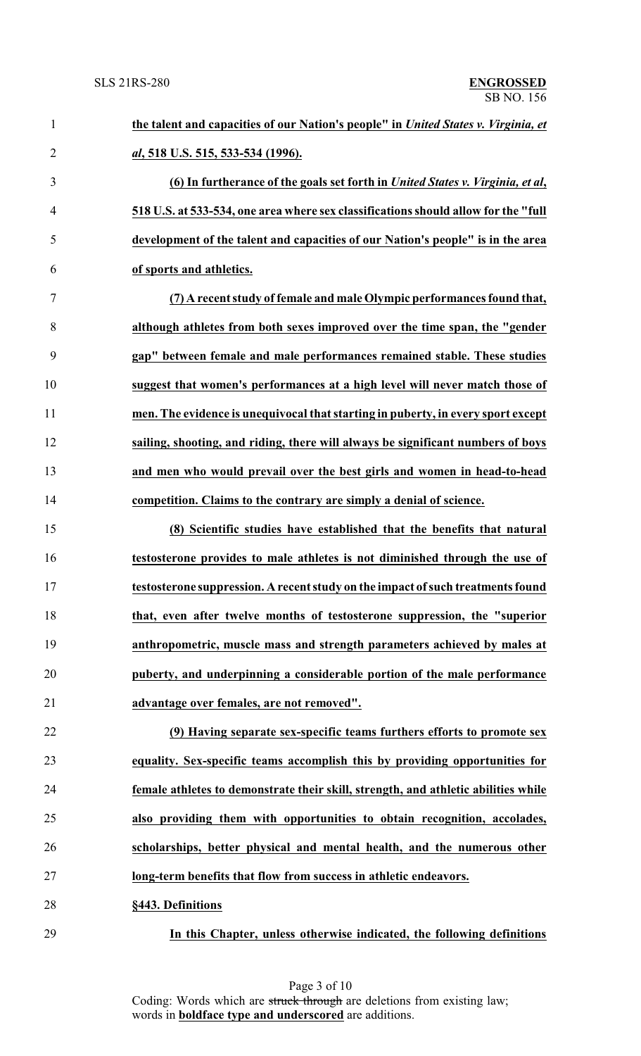**the talent and capacities of our Nation's people" in *United States v. Virginia, et al*, 518 U.S. 515, 533-534 (1996).**

**(6) In furtherance of the goals set forth in *United States v. Virginia, et al*, 518 U.S. at 533-534, one area where sex classifications should allow for the "full development of the talent and capacities of our Nation's people" is in the area of sports and athletics.**

**(7) A recent study of female and male Olympic performances found that, although athletes from both sexes improved over the time span, the "gender gap" between female and male performances remained stable. These studies suggest that women's performances at a high level will never match those of men. The evidence is unequivocal that starting in puberty, in every sport except sailing, shooting, and riding, there will always be significant numbers of boys and men who would prevail over the best girls and women in head-to-head competition. Claims to the contrary are simply a denial of science.**

**(8) Scientific studies have established that the benefits that natural testosterone provides to male athletes is not diminished through the use of testosterone suppression. A recent study on the impact of such treatments found that, even after twelve months of testosterone suppression, the "superior anthropometric, muscle mass and strength parameters achieved by males at puberty, and underpinning a considerable portion of the male performance advantage over females, are not removed".**

**(9) Having separate sex-specific teams furthers efforts to promote sex equality. Sex-specific teams accomplish this by providing opportunities for female athletes to demonstrate their skill, strength, and athletic abilities while also providing them with opportunities to obtain recognition, accolades, scholarships, better physical and mental health, and the numerous other long-term benefits that flow from success in athletic endeavors.**

**§443. Definitions**

**In this Chapter, unless otherwise indicated, the following definitions**

Coding: Words which are ~~struck through~~ are deletions from existing law; words in **boldface type and underscored** are additions.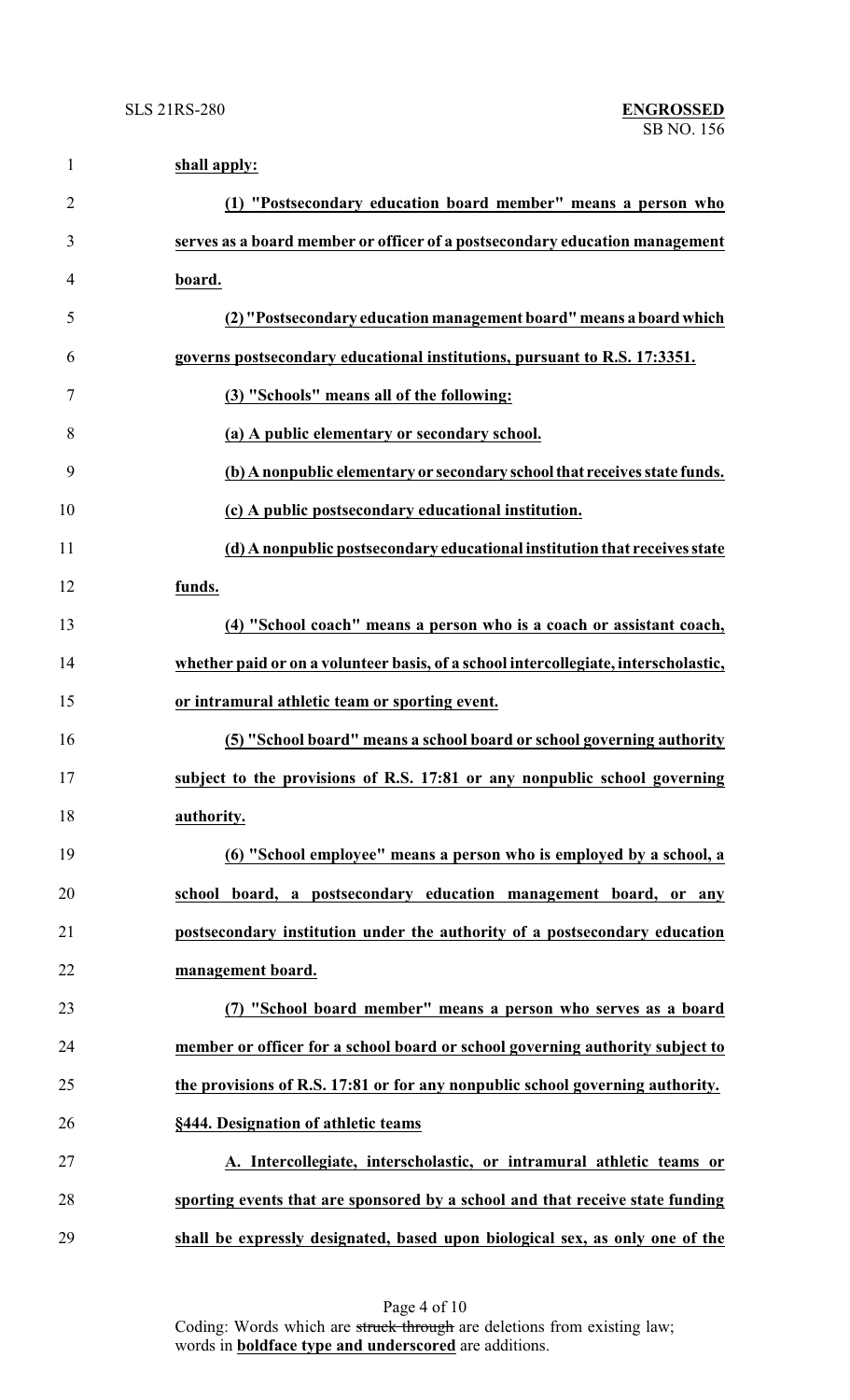**shall apply:**

**(1) "Postsecondary education board member" means a person who serves as a board member or officer of a postsecondary education management board.**

**(2) "Postsecondary education management board" means a board which governs postsecondary educational institutions, pursuant to R.S. 17:3351.**

**(3) "Schools" means all of the following:**

**(a) A public elementary or secondary school.**

**(b) A nonpublic elementary or secondary school that receives state funds.**

**(c) A public postsecondary educational institution.**

**(d) A nonpublic postsecondary educational institution that receives state funds.**

**(4) "School coach" means a person who is a coach or assistant coach, whether paid or on a volunteer basis, of a school intercollegiate, interscholastic, or intramural athletic team or sporting event.**

**(5) "School board" means a school board or school governing authority subject to the provisions of R.S. 17:81 or any nonpublic school governing authority.**

**(6) "School employee" means a person who is employed by a school, a school board, a postsecondary education management board, or any postsecondary institution under the authority of a postsecondary education management board.**

**(7) "School board member" means a person who serves as a board member or officer for a school board or school governing authority subject to the provisions of R.S. 17:81 or for any nonpublic school governing authority.**

**§444. Designation of athletic teams**

**A. Intercollegiate, interscholastic, or intramural athletic teams or sporting events that are sponsored by a school and that receive state funding shall be expressly designated, based upon biological sex, as only one of the**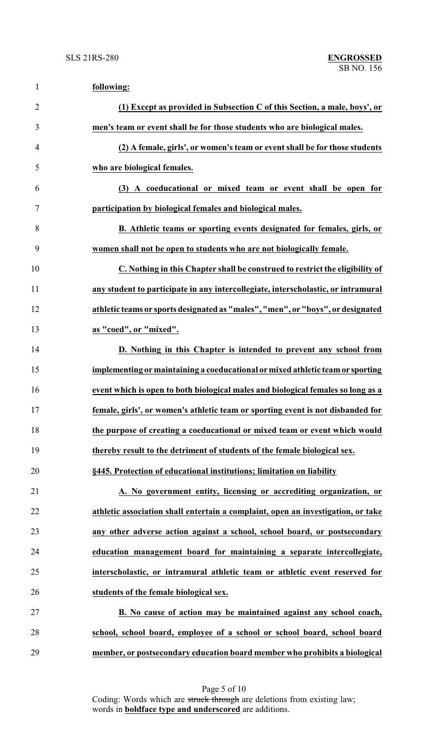**following:**

**(1) Except as provided in Subsection C of this Section, a male, boys', or men's team or event shall be for those students who are biological males.**

**(2) A female, girls', or women's team or event shall be for those students who are biological females.**

**(3) A coeducational or mixed team or event shall be open for participation by biological females and biological males.**

**B. Athletic teams or sporting events designated for females, girls, or women shall not be open to students who are not biologically female.**

**C. Nothing in this Chapter shall be construed to restrict the eligibility of any student to participate in any intercollegiate, interscholastic, or intramural athletic teams or sports designated as "males", "men", or "boys", or designated as "coed", or "mixed".**

**D. Nothing in this Chapter is intended to prevent any school from implementing or maintaining a coeducational or mixed athletic team or sporting event which is open to both biological males and biological females so long as a female, girls', or women's athletic team or sporting event is not disbanded for the purpose of creating a coeducational or mixed team or event which would thereby result to the detriment of students of the female biological sex.**

**§445. Protection of educational institutions; limitation on liability**

**A. No government entity, licensing or accrediting organization, or athletic association shall entertain a complaint, open an investigation, or take any other adverse action against a school, school board, or postsecondary education management board for maintaining a separate intercollegiate, interscholastic, or intramural athletic team or athletic event reserved for students of the female biological sex.**

**B. No cause of action may be maintained against any school coach, school, school board, employee of a school or school board, school board member, or postsecondary education board member who prohibits a biological**

Coding: Words which are ~~struck through~~ are deletions from existing law; words in **boldface type and underscored** are additions.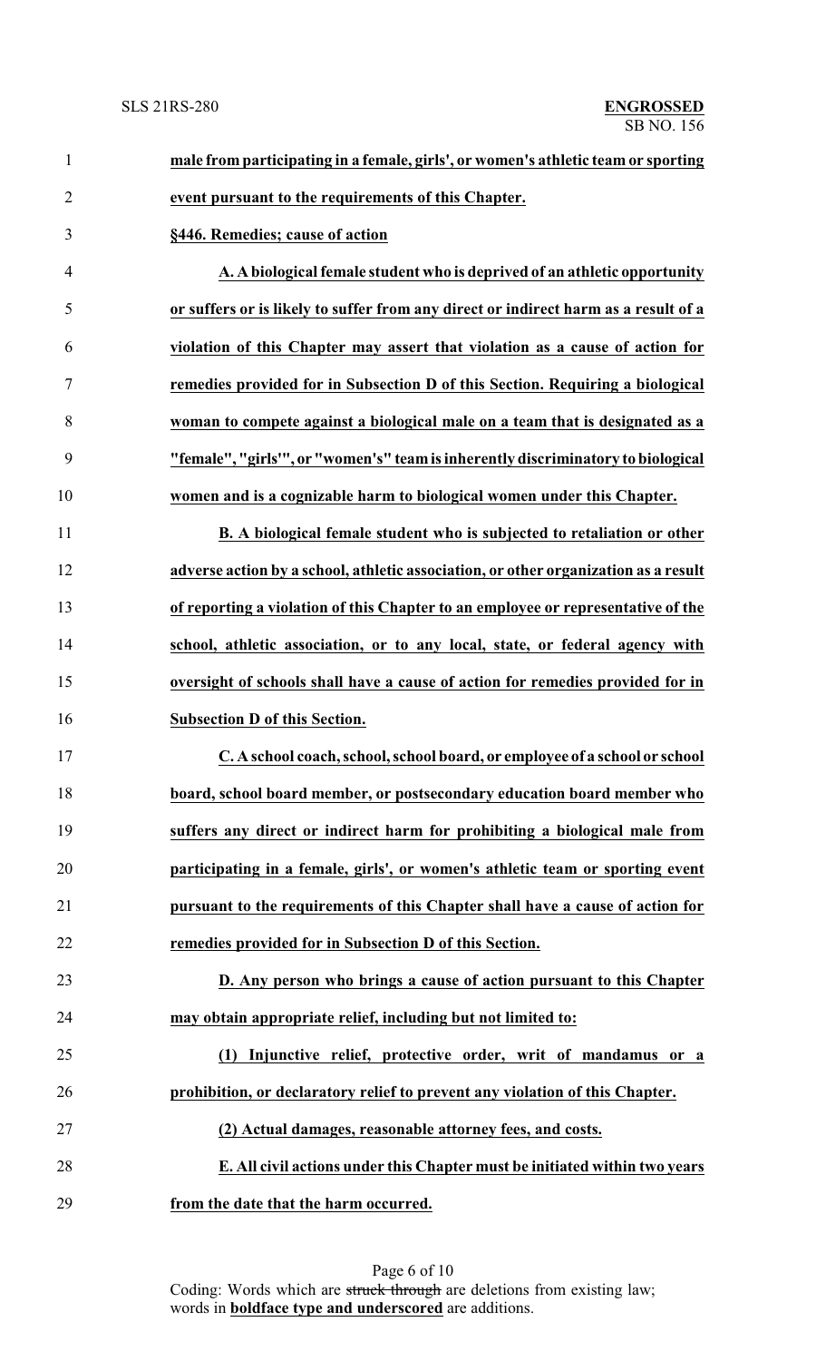**male from participating in a female, girls', or women's athletic team or sporting event pursuant to the requirements of this Chapter.**

**§446. Remedies; cause of action**

**A. A biological female student who is deprived of an athletic opportunity or suffers or is likely to suffer from any direct or indirect harm as a result of a violation of this Chapter may assert that violation as a cause of action for remedies provided for in Subsection D of this Section. Requiring a biological woman to compete against a biological male on a team that is designated as a "female", "girls'", or "women's" team is inherently discriminatory to biological women and is a cognizable harm to biological women under this Chapter.**

**B. A biological female student who is subjected to retaliation or other adverse action by a school, athletic association, or other organization as a result of reporting a violation of this Chapter to an employee or representative of the school, athletic association, or to any local, state, or federal agency with oversight of schools shall have a cause of action for remedies provided for in Subsection D of this Section.**

**C. A school coach, school, school board, or employee of a school or school board, school board member, or postsecondary education board member who suffers any direct or indirect harm for prohibiting a biological male from participating in a female, girls', or women's athletic team or sporting event pursuant to the requirements of this Chapter shall have a cause of action for remedies provided for in Subsection D of this Section.**

**D. Any person who brings a cause of action pursuant to this Chapter may obtain appropriate relief, including but not limited to:**

**(1) Injunctive relief, protective order, writ of mandamus or a prohibition, or declaratory relief to prevent any violation of this Chapter.**

**(2) Actual damages, reasonable attorney fees, and costs.**

**E. All civil actions under this Chapter must be initiated within two years from the date that the harm occurred.**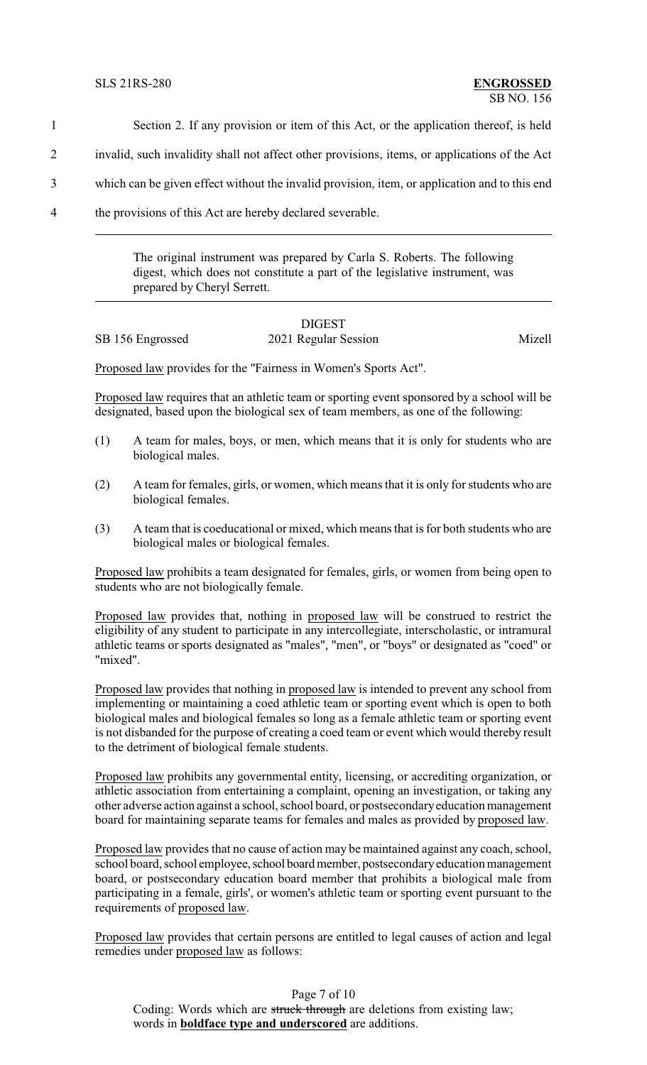1 Section 2. If any provision or item of this Act, or the application thereof, is held

2 invalid, such invalidity shall not affect other provisions, items, or applications of the Act

3 which can be given effect without the invalid provision, item, or application and to this end

4 the provisions of this Act are hereby declared severable.

---

The original instrument was prepared by Carla S. Roberts. The following digest, which does not constitute a part of the legislative instrument, was prepared by Cheryl Serrett.

---

DIGEST

SB 156 Engrossed 2021 Regular Session Mizell

Proposed law provides for the "Fairness in Women's Sports Act".

Proposed law requires that an athletic team or sporting event sponsored by a school will be designated, based upon the biological sex of team members, as one of the following:

(1) A team for males, boys, or men, which means that it is only for students who are biological males.

(2) A team for females, girls, or women, which means that it is only for students who are biological females.

(3) A team that is coeducational or mixed, which means that is for both students who are biological males or biological females.

Proposed law prohibits a team designated for females, girls, or women from being open to students who are not biologically female.

Proposed law provides that, nothing in proposed law will be construed to restrict the eligibility of any student to participate in any intercollegiate, interscholastic, or intramural athletic teams or sports designated as "males", "men", or "boys" or designated as "coed" or "mixed".

Proposed law provides that nothing in proposed law is intended to prevent any school from implementing or maintaining a coed athletic team or sporting event which is open to both biological males and biological females so long as a female athletic team or sporting event is not disbanded for the purpose of creating a coed team or event which would thereby result to the detriment of biological female students.

Proposed law prohibits any governmental entity, licensing, or accrediting organization, or athletic association from entertaining a complaint, opening an investigation, or taking any other adverse action against a school, school board, or postsecondary education management board for maintaining separate teams for females and males as provided by proposed law.

Proposed law provides that no cause of action may be maintained against any coach, school, school board, school employee, school board member, postsecondary education management board, or postsecondary education board member that prohibits a biological male from participating in a female, girls', or women's athletic team or sporting event pursuant to the requirements of proposed law.

Proposed law provides that certain persons are entitled to legal causes of action and legal remedies under proposed law as follows: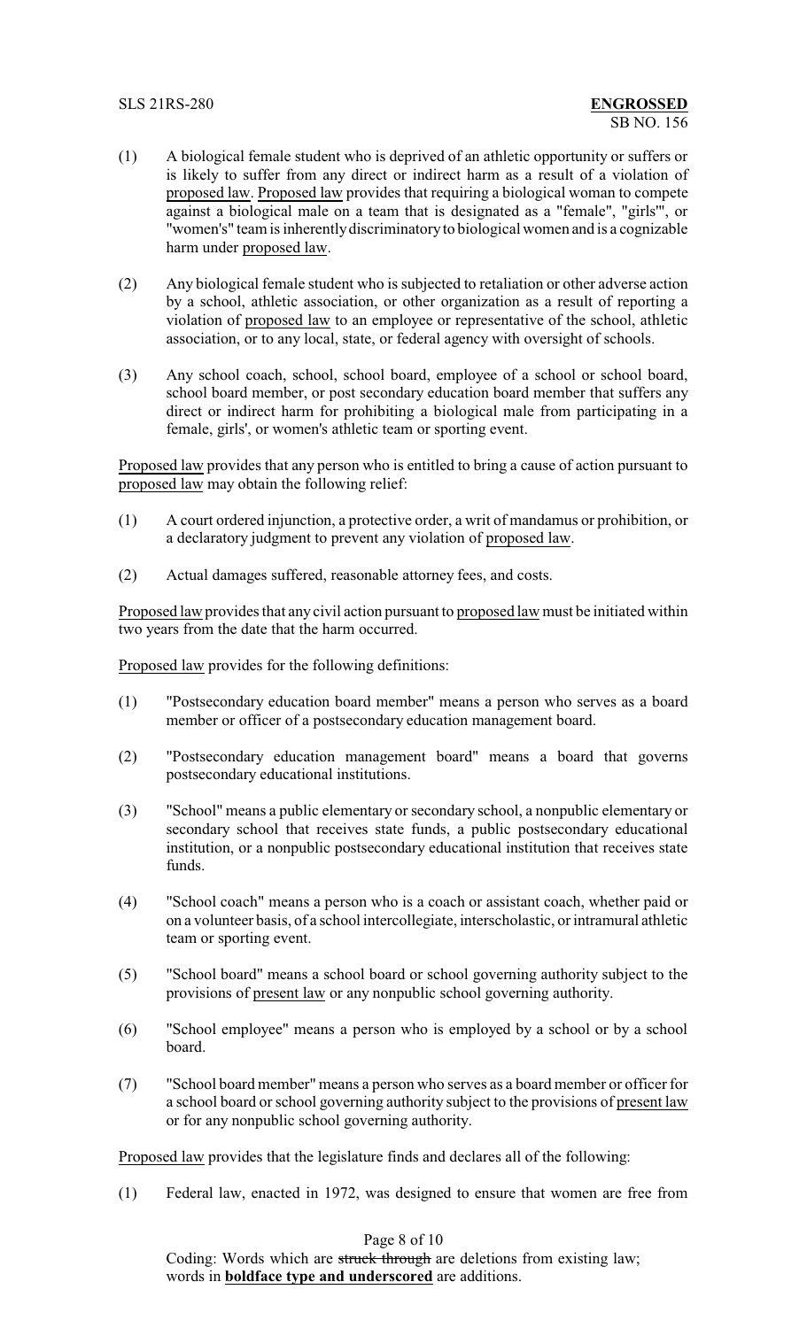(1) A biological female student who is deprived of an athletic opportunity or suffers or is likely to suffer from any direct or indirect harm as a result of a violation of proposed law. Proposed law provides that requiring a biological woman to compete against a biological male on a team that is designated as a "female", "girls'", or "women's" team is inherently discriminatory to biological women and is a cognizable harm under proposed law.

(2) Any biological female student who is subjected to retaliation or other adverse action by a school, athletic association, or other organization as a result of reporting a violation of proposed law to an employee or representative of the school, athletic association, or to any local, state, or federal agency with oversight of schools.

(3) Any school coach, school, school board, employee of a school or school board, school board member, or post secondary education board member that suffers any direct or indirect harm for prohibiting a biological male from participating in a female, girls', or women's athletic team or sporting event.

Proposed law provides that any person who is entitled to bring a cause of action pursuant to proposed law may obtain the following relief:

(1) A court ordered injunction, a protective order, a writ of mandamus or prohibition, or a declaratory judgment to prevent any violation of proposed law.

(2) Actual damages suffered, reasonable attorney fees, and costs.

Proposed law provides that any civil action pursuant to proposed law must be initiated within two years from the date that the harm occurred.

Proposed law provides for the following definitions:

(1) "Postsecondary education board member" means a person who serves as a board member or officer of a postsecondary education management board.

(2) "Postsecondary education management board" means a board that governs postsecondary educational institutions.

(3) "School" means a public elementary or secondary school, a nonpublic elementary or secondary school that receives state funds, a public postsecondary educational institution, or a nonpublic postsecondary educational institution that receives state funds.

(4) "School coach" means a person who is a coach or assistant coach, whether paid or on a volunteer basis, of a school intercollegiate, interscholastic, or intramural athletic team or sporting event.

(5) "School board" means a school board or school governing authority subject to the provisions of present law or any nonpublic school governing authority.

(6) "School employee" means a person who is employed by a school or by a school board.

(7) "School board member" means a person who serves as a board member or officer for a school board or school governing authority subject to the provisions of present law or for any nonpublic school governing authority.

Proposed law provides that the legislature finds and declares all of the following:

(1) Federal law, enacted in 1972, was designed to ensure that women are free from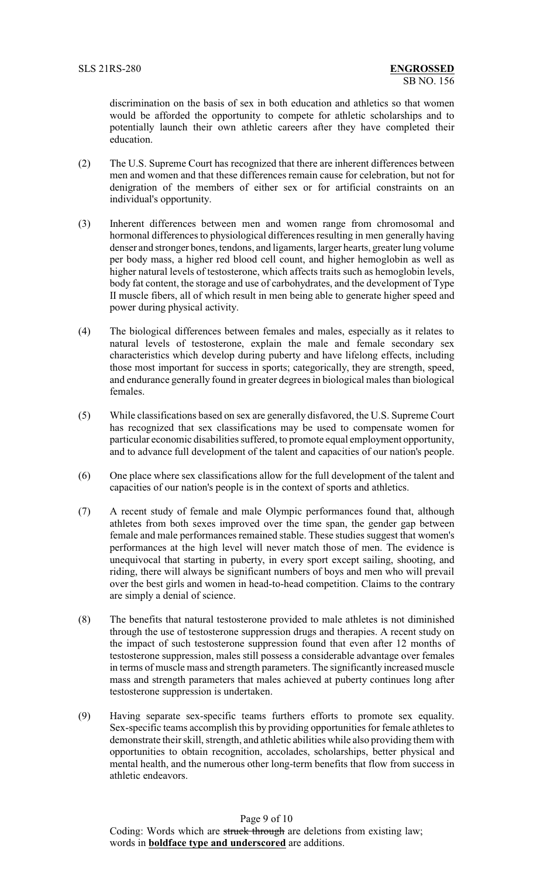discrimination on the basis of sex in both education and athletics so that women would be afforded the opportunity to compete for athletic scholarships and to potentially launch their own athletic careers after they have completed their education.

(2) The U.S. Supreme Court has recognized that there are inherent differences between men and women and that these differences remain cause for celebration, but not for denigration of the members of either sex or for artificial constraints on an individual's opportunity.

(3) Inherent differences between men and women range from chromosomal and hormonal differences to physiological differences resulting in men generally having denser and stronger bones, tendons, and ligaments, larger hearts, greater lung volume per body mass, a higher red blood cell count, and higher hemoglobin as well as higher natural levels of testosterone, which affects traits such as hemoglobin levels, body fat content, the storage and use of carbohydrates, and the development of Type II muscle fibers, all of which result in men being able to generate higher speed and power during physical activity.

(4) The biological differences between females and males, especially as it relates to natural levels of testosterone, explain the male and female secondary sex characteristics which develop during puberty and have lifelong effects, including those most important for success in sports; categorically, they are strength, speed, and endurance generally found in greater degrees in biological males than biological females.

(5) While classifications based on sex are generally disfavored, the U.S. Supreme Court has recognized that sex classifications may be used to compensate women for particular economic disabilities suffered, to promote equal employment opportunity, and to advance full development of the talent and capacities of our nation's people.

(6) One place where sex classifications allow for the full development of the talent and capacities of our nation's people is in the context of sports and athletics.

(7) A recent study of female and male Olympic performances found that, although athletes from both sexes improved over the time span, the gender gap between female and male performances remained stable. These studies suggest that women's performances at the high level will never match those of men. The evidence is unequivocal that starting in puberty, in every sport except sailing, shooting, and riding, there will always be significant numbers of boys and men who will prevail over the best girls and women in head-to-head competition. Claims to the contrary are simply a denial of science.

(8) The benefits that natural testosterone provided to male athletes is not diminished through the use of testosterone suppression drugs and therapies. A recent study on the impact of such testosterone suppression found that even after 12 months of testosterone suppression, males still possess a considerable advantage over females in terms of muscle mass and strength parameters. The significantly increased muscle mass and strength parameters that males achieved at puberty continues long after testosterone suppression is undertaken.

(9) Having separate sex-specific teams furthers efforts to promote sex equality. Sex-specific teams accomplish this by providing opportunities for female athletes to demonstrate their skill, strength, and athletic abilities while also providing them with opportunities to obtain recognition, accolades, scholarships, better physical and mental health, and the numerous other long-term benefits that flow from success in athletic endeavors.

Coding: Words which are ~~struck through~~ are deletions from existing law; words in **boldface type and underscored** are additions.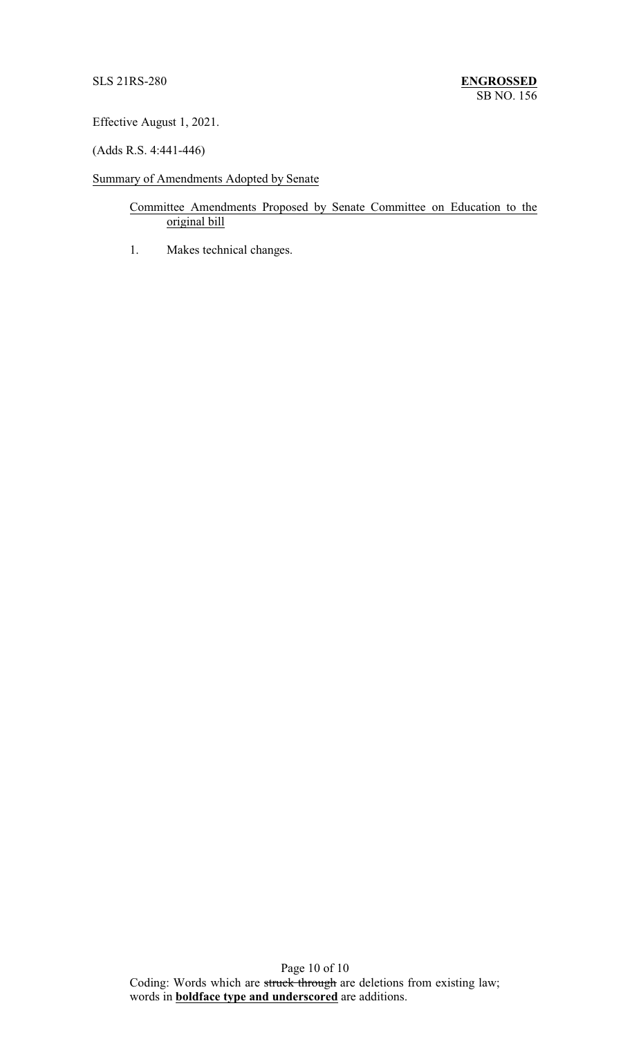Effective August 1, 2021.

(Adds R.S. 4:441-446)

Summary of Amendments Adopted by Senate

Committee Amendments Proposed by Senate Committee on Education to the original bill

1. Makes technical changes.